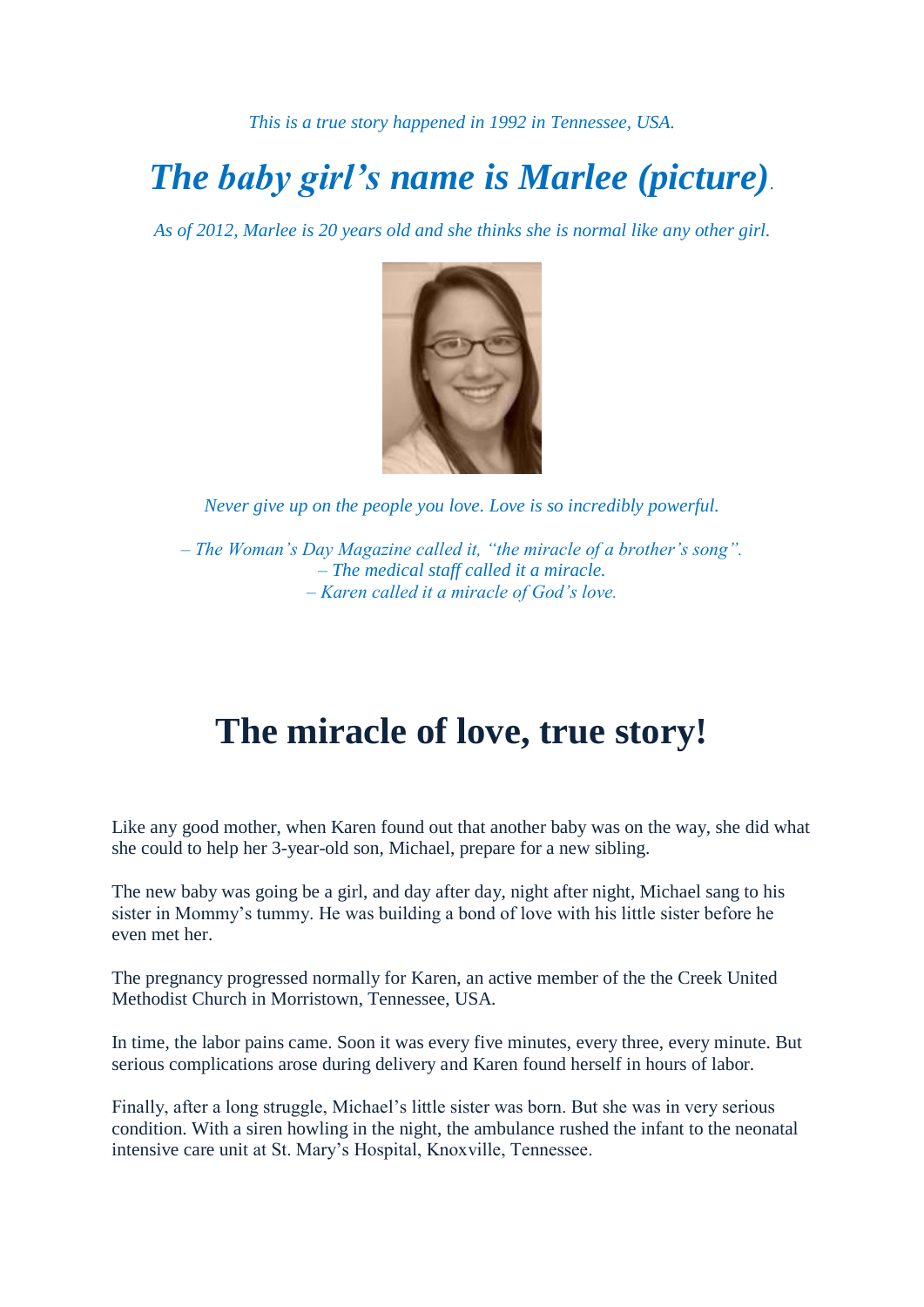*This is a true story happened in 1992 in Tennessee, USA.*

# *The baby girl's name is Marlee (picture).*

*As of 2012, Marlee is 20 years old and she thinks she is normal like any other girl.*

*Never give up on the people you love. Love is so incredibly powerful.*

*– The Woman's Day Magazine called it, "the miracle of a brother's song".*
*– The medical staff called it a miracle.*
*– Karen called it a miracle of God's love.*

# The miracle of love, true story!

Like any good mother, when Karen found out that another baby was on the way, she did what she could to help her 3-year-old son, Michael, prepare for a new sibling.

The new baby was going be a girl, and day after day, night after night, Michael sang to his sister in Mommy's tummy. He was building a bond of love with his little sister before he even met her.

The pregnancy progressed normally for Karen, an active member of the the Creek United Methodist Church in Morristown, Tennessee, USA.

In time, the labor pains came. Soon it was every five minutes, every three, every minute. But serious complications arose during delivery and Karen found herself in hours of labor.

Finally, after a long struggle, Michael's little sister was born. But she was in very serious condition. With a siren howling in the night, the ambulance rushed the infant to the neonatal intensive care unit at St. Mary's Hospital, Knoxville, Tennessee.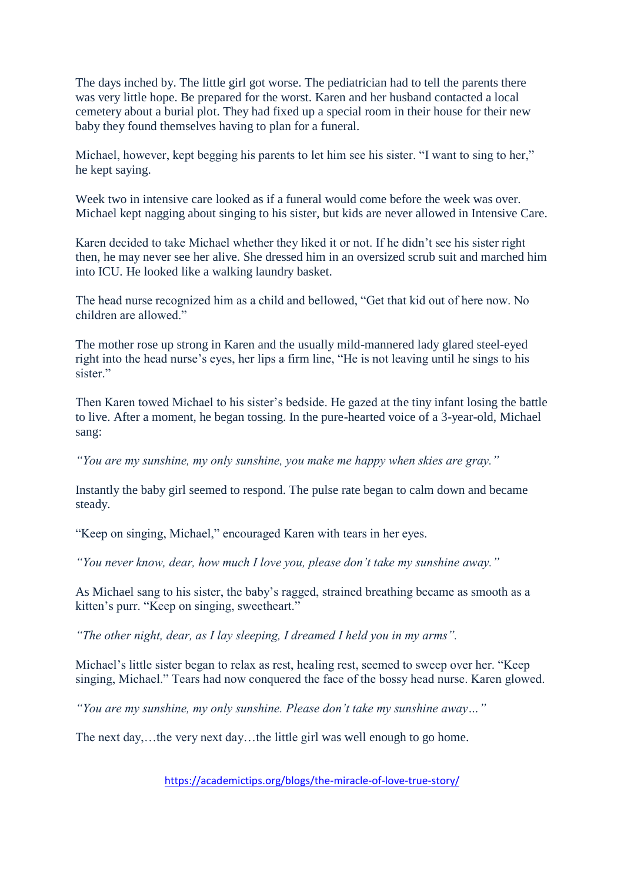The days inched by. The little girl got worse. The pediatrician had to tell the parents there was very little hope. Be prepared for the worst. Karen and her husband contacted a local cemetery about a burial plot. They had fixed up a special room in their house for their new baby they found themselves having to plan for a funeral.

Michael, however, kept begging his parents to let him see his sister. "I want to sing to her," he kept saying.

Week two in intensive care looked as if a funeral would come before the week was over. Michael kept nagging about singing to his sister, but kids are never allowed in Intensive Care.

Karen decided to take Michael whether they liked it or not. If he didn't see his sister right then, he may never see her alive. She dressed him in an oversized scrub suit and marched him into ICU. He looked like a walking laundry basket.

The head nurse recognized him as a child and bellowed, "Get that kid out of here now. No children are allowed."

The mother rose up strong in Karen and the usually mild-mannered lady glared steel-eyed right into the head nurse's eyes, her lips a firm line, "He is not leaving until he sings to his sister."

Then Karen towed Michael to his sister's bedside. He gazed at the tiny infant losing the battle to live. After a moment, he began tossing. In the pure-hearted voice of a 3-year-old, Michael sang:

*"You are my sunshine, my only sunshine, you make me happy when skies are gray."*

Instantly the baby girl seemed to respond. The pulse rate began to calm down and became steady.

"Keep on singing, Michael," encouraged Karen with tears in her eyes.

*"You never know, dear, how much I love you, please don't take my sunshine away."*

As Michael sang to his sister, the baby's ragged, strained breathing became as smooth as a kitten's purr. "Keep on singing, sweetheart."

*"The other night, dear, as I lay sleeping, I dreamed I held you in my arms".*

Michael's little sister began to relax as rest, healing rest, seemed to sweep over her. "Keep singing, Michael." Tears had now conquered the face of the bossy head nurse. Karen glowed.

*"You are my sunshine, my only sunshine. Please don't take my sunshine away…"*

The next day,…the very next day…the little girl was well enough to go home.

https://academictips.org/blogs/the-miracle-of-love-true-story/